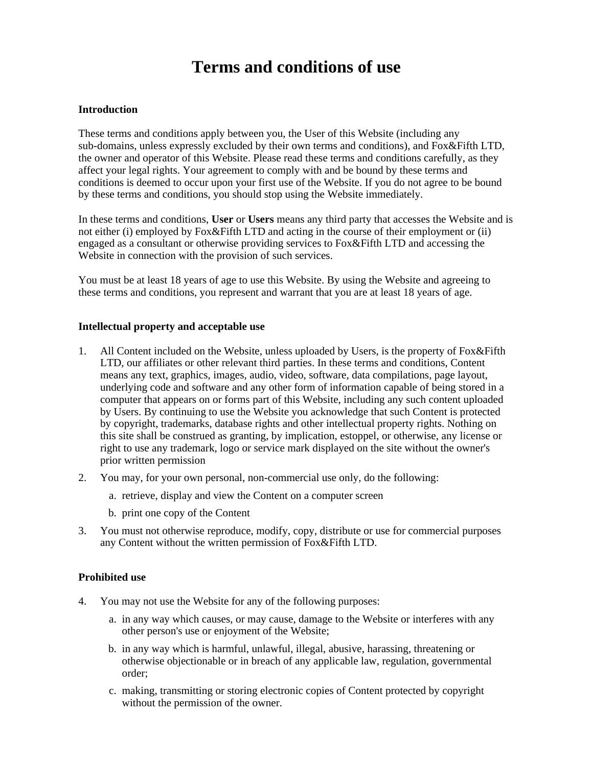# Terms and conditions of use

## Introduction

These terms and conditions apply between you, the User of this Website (including any sub-domains, unless expressly excluded by their own terms and conditions), and Fox&Fifth LTD, the owner and operator of this Website. Please read these terms and conditions carefully, as they affect your legal rights. Your agreement to comply with and be bound by these terms and conditions is deemed to occur upon your first use of the Website. If you do not agree to be bound by these terms and conditions, you should stop using the Website immediately.

In these terms and conditions, **User** or **Users** means any third party that accesses the Website and is not either (i) employed by Fox&Fifth LTD and acting in the course of their employment or (ii) engaged as a consultant or otherwise providing services to Fox&Fifth LTD and accessing the Website in connection with the provision of such services.

You must be at least 18 years of age to use this Website. By using the Website and agreeing to these terms and conditions, you represent and warrant that you are at least 18 years of age.

## Intellectual property and acceptable use

1. All Content included on the Website, unless uploaded by Users, is the property of Fox&Fifth LTD, our affiliates or other relevant third parties. In these terms and conditions, Content means any text, graphics, images, audio, video, software, data compilations, page layout, underlying code and software and any other form of information capable of being stored in a computer that appears on or forms part of this Website, including any such content uploaded by Users. By continuing to use the Website you acknowledge that such Content is protected by copyright, trademarks, database rights and other intellectual property rights. Nothing on this site shall be construed as granting, by implication, estoppel, or otherwise, any license or right to use any trademark, logo or service mark displayed on the site without the owner's prior written permission
2. You may, for your own personal, non-commercial use only, do the following:
   a. retrieve, display and view the Content on a computer screen
   b. print one copy of the Content
3. You must not otherwise reproduce, modify, copy, distribute or use for commercial purposes any Content without the written permission of Fox&Fifth LTD.

## Prohibited use

4. You may not use the Website for any of the following purposes:
   a. in any way which causes, or may cause, damage to the Website or interferes with any other person's use or enjoyment of the Website;
   b. in any way which is harmful, unlawful, illegal, abusive, harassing, threatening or otherwise objectionable or in breach of any applicable law, regulation, governmental order;
   c. making, transmitting or storing electronic copies of Content protected by copyright without the permission of the owner.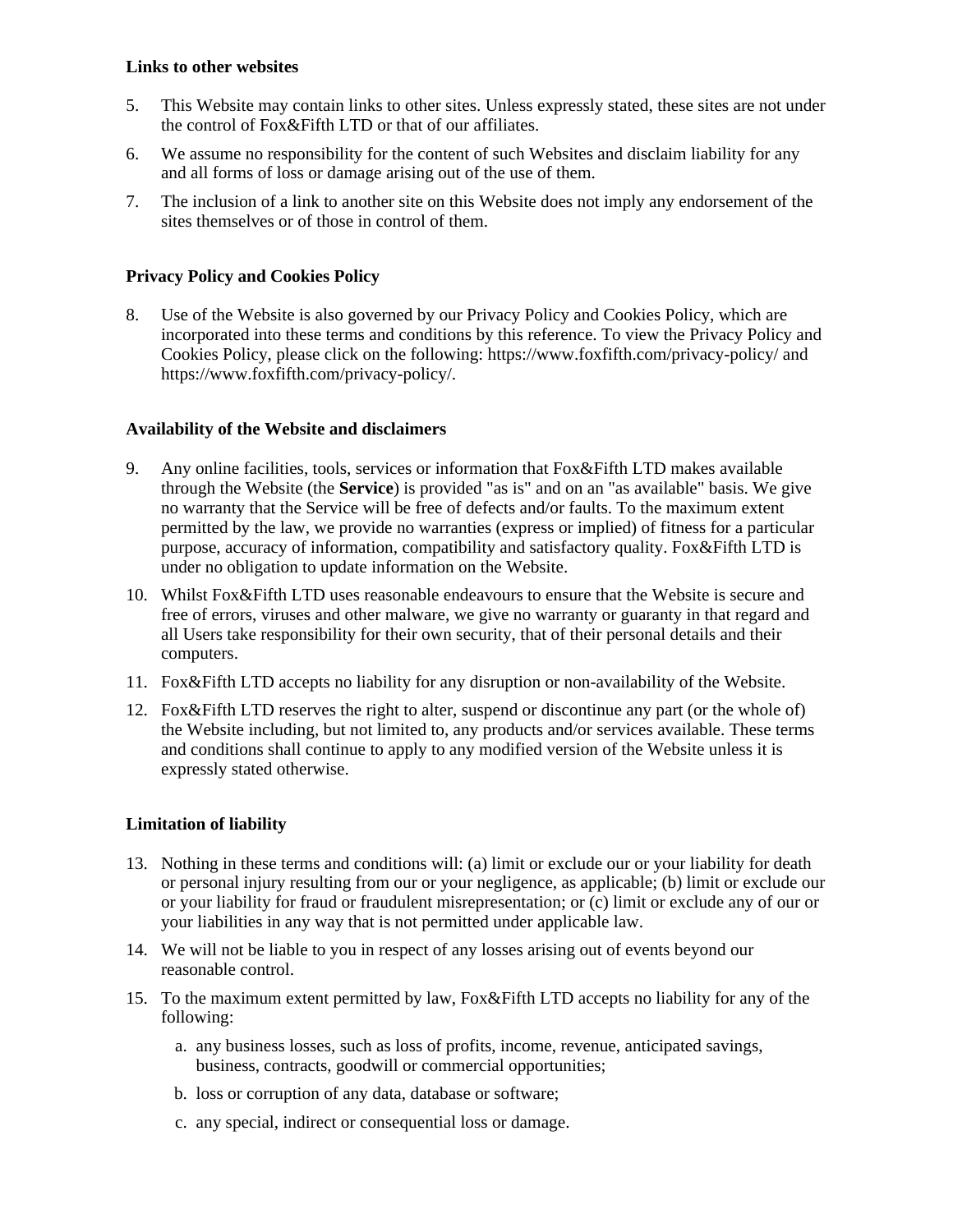**Links to other websites**

5. This Website may contain links to other sites. Unless expressly stated, these sites are not under the control of Fox&Fifth LTD or that of our affiliates.
6. We assume no responsibility for the content of such Websites and disclaim liability for any and all forms of loss or damage arising out of the use of them.
7. The inclusion of a link to another site on this Website does not imply any endorsement of the sites themselves or of those in control of them.

**Privacy Policy and Cookies Policy**

8. Use of the Website is also governed by our Privacy Policy and Cookies Policy, which are incorporated into these terms and conditions by this reference. To view the Privacy Policy and Cookies Policy, please click on the following: https://www.foxfifth.com/privacy-policy/ and https://www.foxfifth.com/privacy-policy/.

**Availability of the Website and disclaimers**

9. Any online facilities, tools, services or information that Fox&Fifth LTD makes available through the Website (the **Service**) is provided "as is" and on an "as available" basis. We give no warranty that the Service will be free of defects and/or faults. To the maximum extent permitted by the law, we provide no warranties (express or implied) of fitness for a particular purpose, accuracy of information, compatibility and satisfactory quality. Fox&Fifth LTD is under no obligation to update information on the Website.
10. Whilst Fox&Fifth LTD uses reasonable endeavours to ensure that the Website is secure and free of errors, viruses and other malware, we give no warranty or guaranty in that regard and all Users take responsibility for their own security, that of their personal details and their computers.
11. Fox&Fifth LTD accepts no liability for any disruption or non-availability of the Website.
12. Fox&Fifth LTD reserves the right to alter, suspend or discontinue any part (or the whole of) the Website including, but not limited to, any products and/or services available. These terms and conditions shall continue to apply to any modified version of the Website unless it is expressly stated otherwise.

**Limitation of liability**

13. Nothing in these terms and conditions will: (a) limit or exclude our or your liability for death or personal injury resulting from our or your negligence, as applicable; (b) limit or exclude our or your liability for fraud or fraudulent misrepresentation; or (c) limit or exclude any of our or your liabilities in any way that is not permitted under applicable law.
14. We will not be liable to you in respect of any losses arising out of events beyond our reasonable control.
15. To the maximum extent permitted by law, Fox&Fifth LTD accepts no liability for any of the following:
    a. any business losses, such as loss of profits, income, revenue, anticipated savings, business, contracts, goodwill or commercial opportunities;
    b. loss or corruption of any data, database or software;
    c. any special, indirect or consequential loss or damage.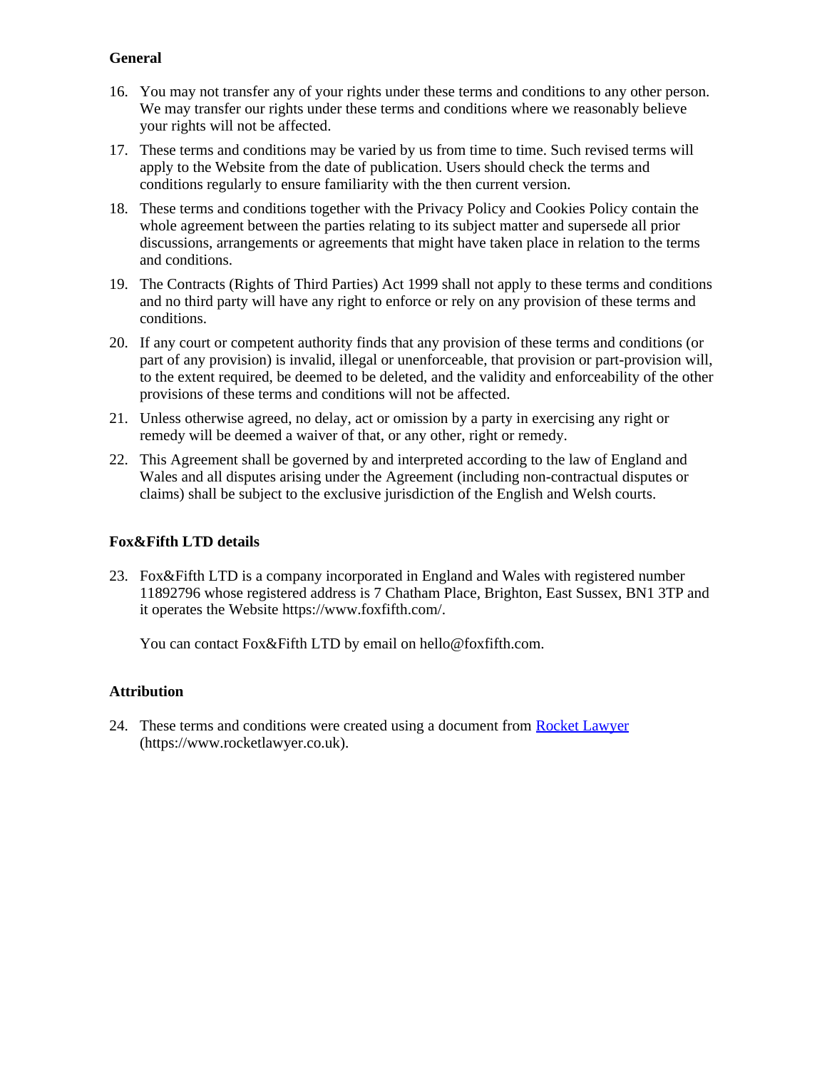**General**

16. You may not transfer any of your rights under these terms and conditions to any other person. We may transfer our rights under these terms and conditions where we reasonably believe your rights will not be affected.
17. These terms and conditions may be varied by us from time to time. Such revised terms will apply to the Website from the date of publication. Users should check the terms and conditions regularly to ensure familiarity with the then current version.
18. These terms and conditions together with the Privacy Policy and Cookies Policy contain the whole agreement between the parties relating to its subject matter and supersede all prior discussions, arrangements or agreements that might have taken place in relation to the terms and conditions.
19. The Contracts (Rights of Third Parties) Act 1999 shall not apply to these terms and conditions and no third party will have any right to enforce or rely on any provision of these terms and conditions.
20. If any court or competent authority finds that any provision of these terms and conditions (or part of any provision) is invalid, illegal or unenforceable, that provision or part-provision will, to the extent required, be deemed to be deleted, and the validity and enforceability of the other provisions of these terms and conditions will not be affected.
21. Unless otherwise agreed, no delay, act or omission by a party in exercising any right or remedy will be deemed a waiver of that, or any other, right or remedy.
22. This Agreement shall be governed by and interpreted according to the law of England and Wales and all disputes arising under the Agreement (including non-contractual disputes or claims) shall be subject to the exclusive jurisdiction of the English and Welsh courts.

**Fox&Fifth LTD details**

23. Fox&Fifth LTD is a company incorporated in England and Wales with registered number 11892796 whose registered address is 7 Chatham Place, Brighton, East Sussex, BN1 3TP and it operates the Website https://www.foxfifth.com/.

    You can contact Fox&Fifth LTD by email on hello@foxfifth.com.

**Attribution**

24. These terms and conditions were created using a document from [Rocket Lawyer](https://www.rocketlawyer.co.uk) (https://www.rocketlawyer.co.uk).